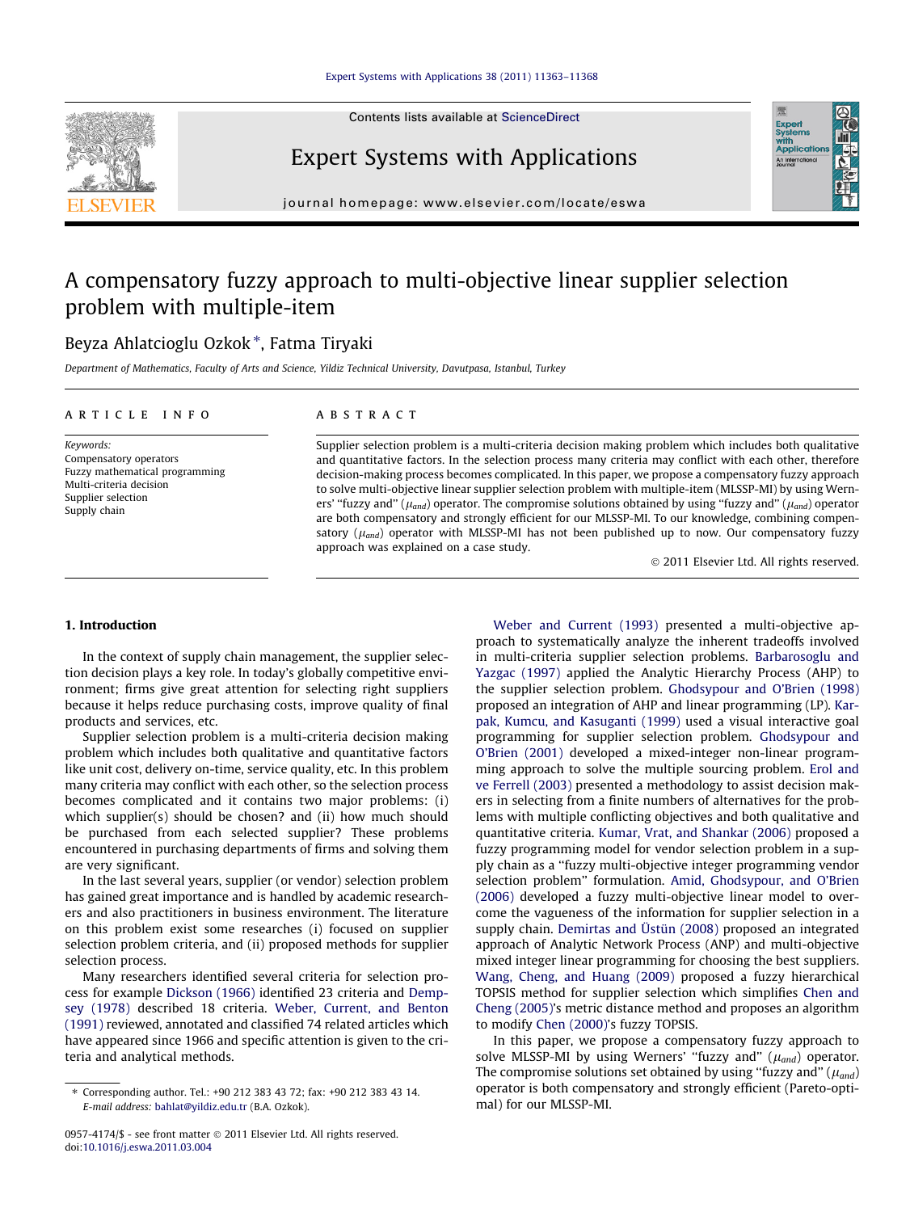# A compensatory fuzzy approach to multi-objective linear supplier selection problem with multiple-item

Beyza Ahlatcioglu Ozkok *, Fatma Tiryaki

*Department of Mathematics, Faculty of Arts and Science, Yildiz Technical University, Davutpasa, Istanbul, Turkey*

## ARTICLE INFO

*Keywords:*
Compensatory operators
Fuzzy mathematical programming
Multi-criteria decision
Supplier selection
Supply chain

## ABSTRACT

Supplier selection problem is a multi-criteria decision making problem which includes both qualitative and quantitative factors. In the selection process many criteria may conflict with each other, therefore decision-making process becomes complicated. In this paper, we propose a compensatory fuzzy approach to solve multi-objective linear supplier selection problem with multiple-item (MLSSP-MI) by using Werners' "fuzzy and" ($\mu_{and}$) operator. The compromise solutions obtained by using "fuzzy and" ($\mu_{and}$) operator are both compensatory and strongly efficient for our MLSSP-MI. To our knowledge, combining compensatory ($\mu_{and}$) operator with MLSSP-MI has not been published up to now. Our compensatory fuzzy approach was explained on a case study.

© 2011 Elsevier Ltd. All rights reserved.

## 1. Introduction

In the context of supply chain management, the supplier selection decision plays a key role. In today's globally competitive environment; firms give great attention for selecting right suppliers because it helps reduce purchasing costs, improve quality of final products and services, etc.

Supplier selection problem is a multi-criteria decision making problem which includes both qualitative and quantitative factors like unit cost, delivery on-time, service quality, etc. In this problem many criteria may conflict with each other, so the selection process becomes complicated and it contains two major problems: (i) which supplier(s) should be chosen? and (ii) how much should be purchased from each selected supplier? These problems encountered in purchasing departments of firms and solving them are very significant.

In the last several years, supplier (or vendor) selection problem has gained great importance and is handled by academic researchers and also practitioners in business environment. The literature on this problem exist some researches (i) focused on supplier selection problem criteria, and (ii) proposed methods for supplier selection process.

Many researchers identified several criteria for selection process for example Dickson (1966) identified 23 criteria and Dempsey (1978) described 18 criteria. Weber, Current, and Benton (1991) reviewed, annotated and classified 74 related articles which have appeared since 1966 and specific attention is given to the criteria and analytical methods.

Weber and Current (1993) presented a multi-objective approach to systematically analyze the inherent tradeoffs involved in multi-criteria supplier selection problems. Barbarosoglu and Yazgac (1997) applied the Analytic Hierarchy Process (AHP) to the supplier selection problem. Ghodsypour and O'Brien (1998) proposed an integration of AHP and linear programming (LP). Karpak, Kumcu, and Kasuganti (1999) used a visual interactive goal programming for supplier selection problem. Ghodsypour and O'Brien (2001) developed a mixed-integer non-linear programming approach to solve the multiple sourcing problem. Erol and ve Ferrell (2003) presented a methodology to assist decision makers in selecting from a finite numbers of alternatives for the problems with multiple conflicting objectives and both qualitative and quantitative criteria. Kumar, Vrat, and Shankar (2006) proposed a fuzzy programming model for vendor selection problem in a supply chain as a "fuzzy multi-objective integer programming vendor selection problem" formulation. Amid, Ghodsypour, and O'Brien (2006) developed a fuzzy multi-objective linear model to overcome the vagueness of the information for supplier selection in a supply chain. Demirtas and Üstün (2008) proposed an integrated approach of Analytic Network Process (ANP) and multi-objective mixed integer linear programming for choosing the best suppliers. Wang, Cheng, and Huang (2009) proposed a fuzzy hierarchical TOPSIS method for supplier selection which simplifies Chen and Cheng (2005)'s metric distance method and proposes an algorithm to modify Chen (2000)'s fuzzy TOPSIS.

In this paper, we propose a compensatory fuzzy approach to solve MLSSP-MI by using Werners' "fuzzy and" ($\mu_{and}$) operator. The compromise solutions set obtained by using "fuzzy and" ($\mu_{and}$) operator is both compensatory and strongly efficient (Pareto-optimal) for our MLSSP-MI.

---

\* Corresponding author. Tel.: +90 212 383 43 72; fax: +90 212 383 43 14.
*E-mail address:* bahlat@yildiz.edu.tr (B.A. Ozkok).

0957-4174/$ - see front matter © 2011 Elsevier Ltd. All rights reserved.
doi:10.1016/j.eswa.2011.03.004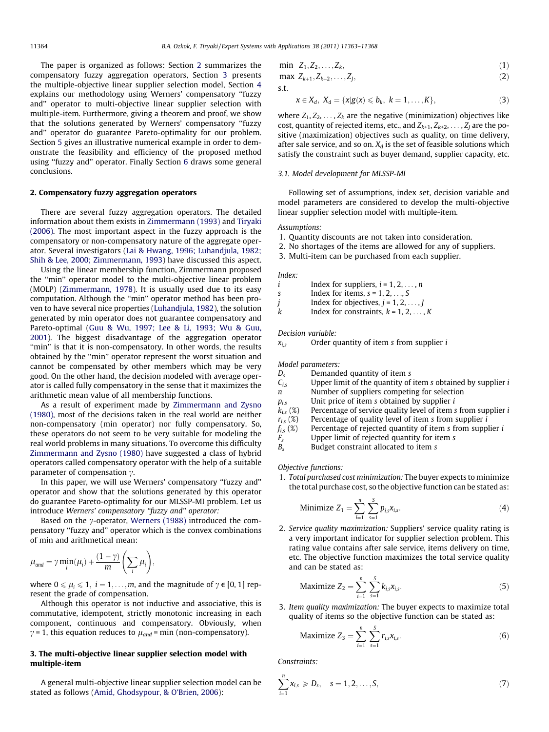The paper is organized as follows: Section 2 summarizes the compensatory fuzzy aggregation operators, Section 3 presents the multiple-objective linear supplier selection model, Section 4 explains our methodology using Werners' compensatory "fuzzy and" operator to multi-objective linear supplier selection with multiple-item. Furthermore, giving a theorem and proof, we show that the solutions generated by Werners' compensatory "fuzzy and" operator do guarantee Pareto-optimality for our problem. Section 5 gives an illustrative numerical example in order to demonstrate the feasibility and efficiency of the proposed method using "fuzzy and" operator. Finally Section 6 draws some general conclusions.

## 2. Compensatory fuzzy aggregation operators

There are several fuzzy aggregation operators. The detailed information about them exists in Zimmermann (1993) and Tiryaki (2006). The most important aspect in the fuzzy approach is the compensatory or non-compensatory nature of the aggregate operator. Several investigators (Lai & Hwang, 1996; Luhandjula, 1982; Shih & Lee, 2000; Zimmermann, 1993) have discussed this aspect.

Using the linear membership function, Zimmermann proposed the "min" operator model to the multi-objective linear problem (MOLP) (Zimmermann, 1978). It is usually used due to its easy computation. Although the "min" operator method has been proven to have several nice properties (Luhandjula, 1982), the solution generated by min operator does not guarantee compensatory and Pareto-optimal (Guu & Wu, 1997; Lee & Li, 1993; Wu & Guu, 2001). The biggest disadvantage of the aggregation operator "min" is that it is non-compensatory. In other words, the results obtained by the "min" operator represent the worst situation and cannot be compensated by other members which may be very good. On the other hand, the decision modeled with average operator is called fully compensatory in the sense that it maximizes the arithmetic mean value of all membership functions.

As a result of experiment made by Zimmermann and Zysno (1980), most of the decisions taken in the real world are neither non-compensatory (min operator) nor fully compensatory. So, these operators do not seem to be very suitable for modeling the real world problems in many situations. To overcome this difficulty Zimmermann and Zysno (1980) have suggested a class of hybrid operators called compensatory operator with the help of a suitable parameter of compensation $\gamma$.

In this paper, we will use Werners' compensatory "fuzzy and" operator and show that the solutions generated by this operator do guarantee Pareto-optimality for our MLSSP-MI problem. Let us introduce *Werners' compensatory "fuzzy and" operator:*

Based on the $\gamma$-operator, Werners (1988) introduced the compensatory "fuzzy and" operator which is the convex combinations of min and arithmetical mean:

$$\mu_{and} = \gamma \min_i(\mu_i) + \frac{(1-\gamma)}{m}\left(\sum_i \mu_i\right),$$

where $0 \leqslant \mu_i \leqslant 1,\ i = 1, \ldots, m$, and the magnitude of $\gamma \in [0, 1]$ represent the grade of compensation.

Although this operator is not inductive and associative, this is commutative, idempotent, strictly monotonic increasing in each component, continuous and compensatory. Obviously, when $\gamma = 1$, this equation reduces to $\mu_{and} = \min$ (non-compensatory).

## 3. The multi-objective linear supplier selection model with multiple-item

A general multi-objective linear supplier selection model can be stated as follows (Amid, Ghodsypour, & O'Brien, 2006):

$$\min\ Z_1, Z_2, \ldots, Z_k, \tag{1}$$

$$\max\ Z_{k+1}, Z_{k+2}, \ldots, Z_J, \tag{2}$$

s.t.

$$x \in X_d,\ X_d = \{x | g(x) \leqslant b_k,\ k = 1, \ldots, K\}, \tag{3}$$

where $Z_1, Z_2, \ldots, Z_k$ are the negative (minimization) objectives like cost, quantity of rejected items, etc., and $Z_{k+1}, Z_{k+2}, \ldots, Z_J$ are the positive (maximization) objectives such as quality, on time delivery, after sale service, and so on. $X_d$ is the set of feasible solutions which satisfy the constraint such as buyer demand, supplier capacity, etc.

### 3.1. Model development for MLSSP-MI

Following set of assumptions, index set, decision variable and model parameters are considered to develop the multi-objective linear supplier selection model with multiple-item.

*Assumptions:*

1. Quantity discounts are not taken into consideration.
2. No shortages of the items are allowed for any of suppliers.
3. Multi-item can be purchased from each supplier.

*Index:*

| | |
|---|---|
| $i$ | Index for suppliers, $i = 1, 2, \ldots, n$ |
| $s$ | Index for items, $s = 1, 2, \ldots, S$ |
| $j$ | Index for objectives, $j = 1, 2, \ldots, J$ |
| $k$ | Index for constraints, $k = 1, 2, \ldots, K$ |

*Decision variable:*

| | |
|---|---|
| $x_{i,s}$ | Order quantity of item $s$ from supplier $i$ |

*Model parameters:*

| | |
|---|---|
| $D_s$ | Demanded quantity of item $s$ |
| $C_{i,s}$ | Upper limit of the quantity of item $s$ obtained by supplier $i$ |
| $n$ | Number of suppliers competing for selection |
| $p_{i,s}$ | Unit price of item $s$ obtained by supplier $i$ |
| $k_{i,s}$ (%) | Percentage of service quality level of item $s$ from supplier $i$ |
| $r_{i,s}$ (%) | Percentage of quality level of item $s$ from supplier $i$ |
| $f_{i,s}$ (%) | Percentage of rejected quantity of item $s$ from supplier $i$ |
| $F_s$ | Upper limit of rejected quantity for item $s$ |
| $B_s$ | Budget constraint allocated to item $s$ |

*Objective functions:*

1. *Total purchased cost minimization:* The buyer expects to minimize the total purchase cost, so the objective function can be stated as:

$$\text{Minimize } Z_1 = \sum_{i=1}^{n} \sum_{s=1}^{S} p_{i,s} x_{i,s}. \tag{4}$$

2. *Service quality maximization:* Suppliers' service quality rating is a very important indicator for supplier selection problem. This rating value contains after sale service, items delivery on time, etc. The objective function maximizes the total service quality and can be stated as:

$$\text{Maximize } Z_2 = \sum_{i=1}^{n} \sum_{s=1}^{S} k_{i,s} x_{i,s}. \tag{5}$$

3. *Item quality maximization:* The buyer expects to maximize total quality of items so the objective function can be stated as:

$$\text{Maximize } Z_3 = \sum_{i=1}^{n} \sum_{s=1}^{S} r_{i,s} x_{i,s}. \tag{6}$$

*Constraints:*

$$\sum_{i=1}^{n} x_{i,s} \geqslant D_s, \quad s = 1, 2, \ldots, S, \tag{7}$$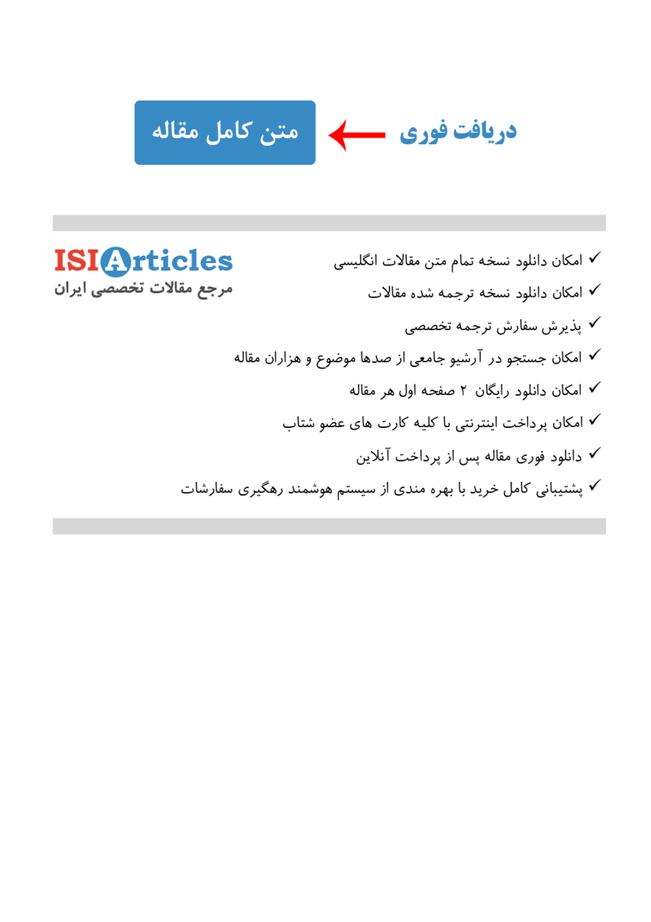دریافت فوری ← **متن کامل مقاله**

**ISIArticles**
مرجع مقالات تخصصی ایران

- ✓ امکان دانلود نسخه تمام متن مقالات انگلیسی
- ✓ امکان دانلود نسخه ترجمه شده مقالات
- ✓ پذیرش سفارش ترجمه تخصصی
- ✓ امکان جستجو در آرشیو جامعی از صدها موضوع و هزاران مقاله
- ✓ امکان دانلود رایگان ۲ صفحه اول هر مقاله
- ✓ امکان پرداخت اینترنتی با کلیه کارت های عضو شتاب
- ✓ دانلود فوری مقاله پس از پرداخت آنلاین
- ✓ پشتیبانی کامل خرید با بهره مندی از سیستم هوشمند رهگیری سفارشات